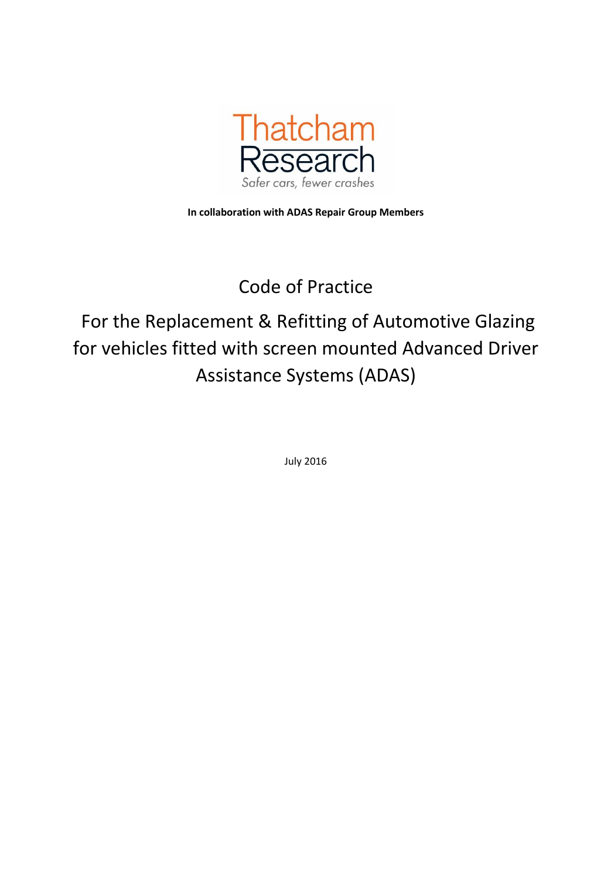Thatcham Research

*Safer cars, fewer crashes*

**In collaboration with ADAS Repair Group Members**

# Code of Practice

## For the Replacement & Refitting of Automotive Glazing for vehicles fitted with screen mounted Advanced Driver Assistance Systems (ADAS)

July 2016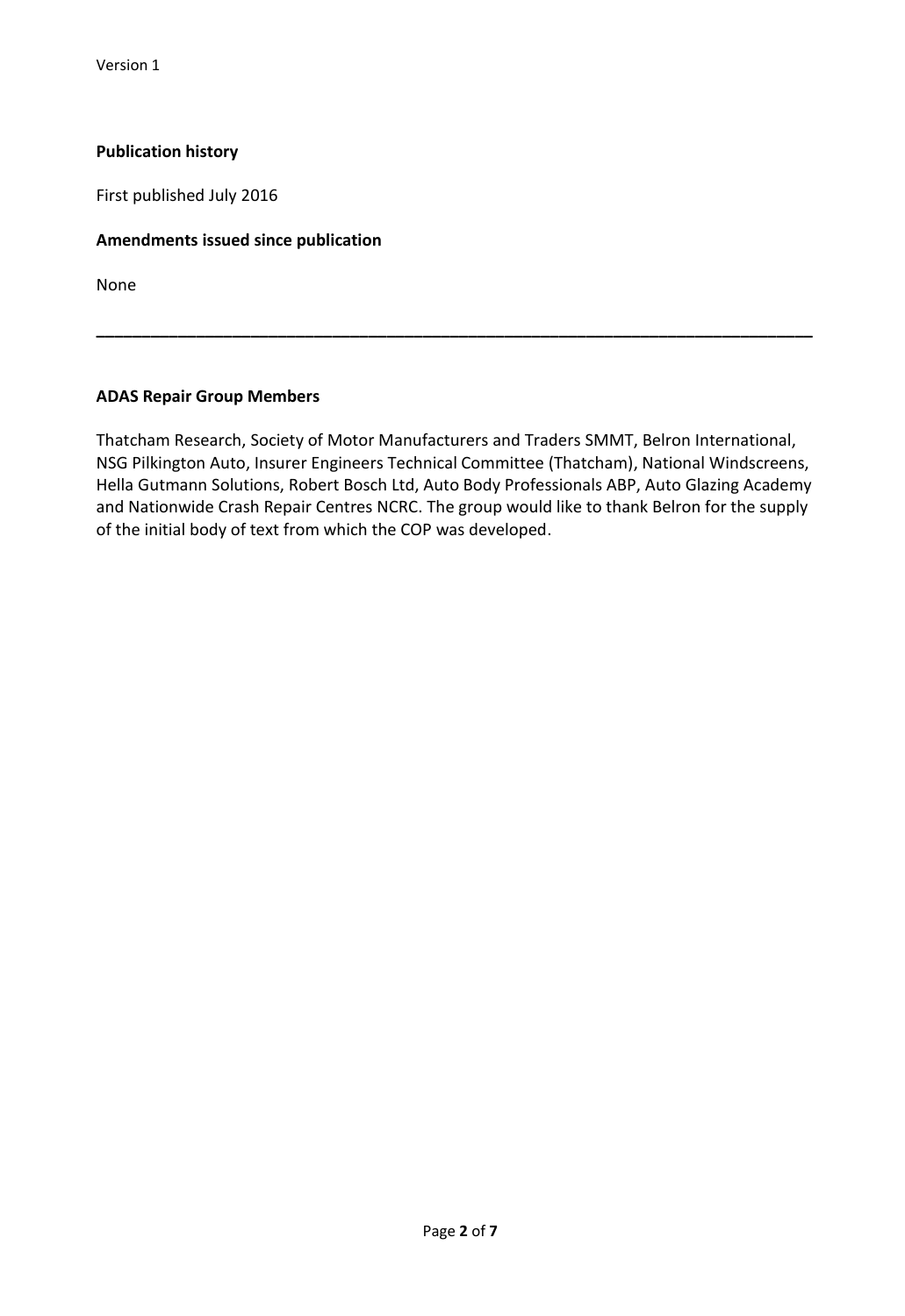**Publication history**

First published July 2016

**Amendments issued since publication**

None

---

**ADAS Repair Group Members**

Thatcham Research, Society of Motor Manufacturers and Traders SMMT, Belron International, NSG Pilkington Auto, Insurer Engineers Technical Committee (Thatcham), National Windscreens, Hella Gutmann Solutions, Robert Bosch Ltd, Auto Body Professionals ABP, Auto Glazing Academy and Nationwide Crash Repair Centres NCRC. The group would like to thank Belron for the supply of the initial body of text from which the COP was developed.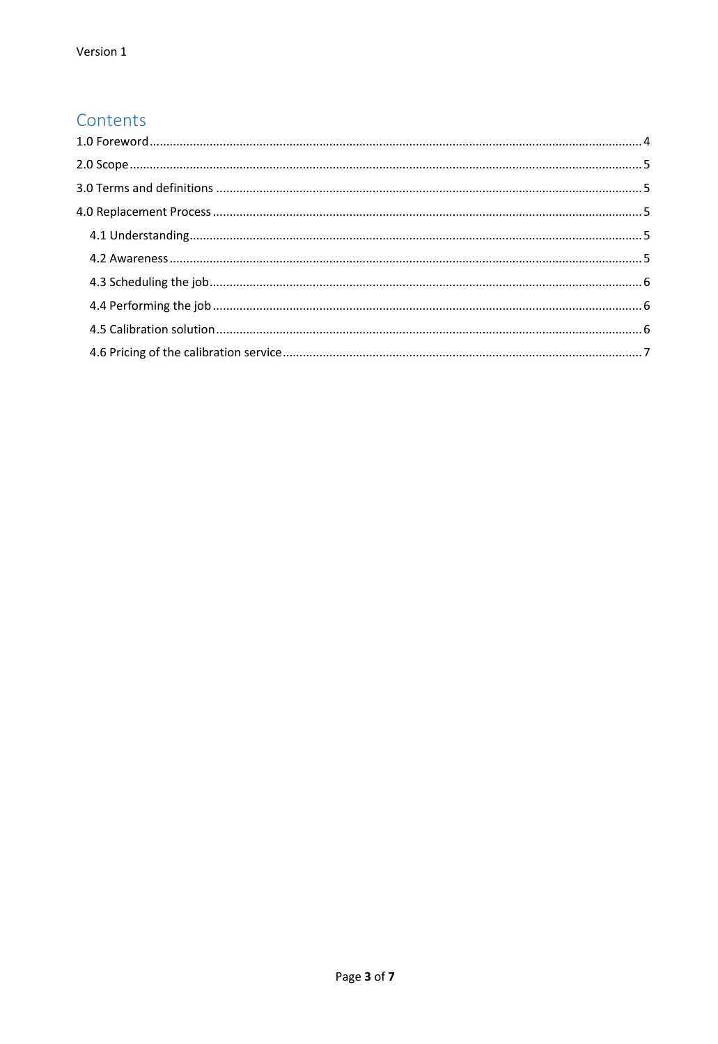# Contents

1.0 Foreword .......... 4

2.0 Scope .......... 5

3.0 Terms and definitions .......... 5

4.0 Replacement Process .......... 5

- 4.1 Understanding .......... 5
- 4.2 Awareness .......... 5
- 4.3 Scheduling the job .......... 6
- 4.4 Performing the job .......... 6
- 4.5 Calibration solution .......... 6
- 4.6 Pricing of the calibration service .......... 7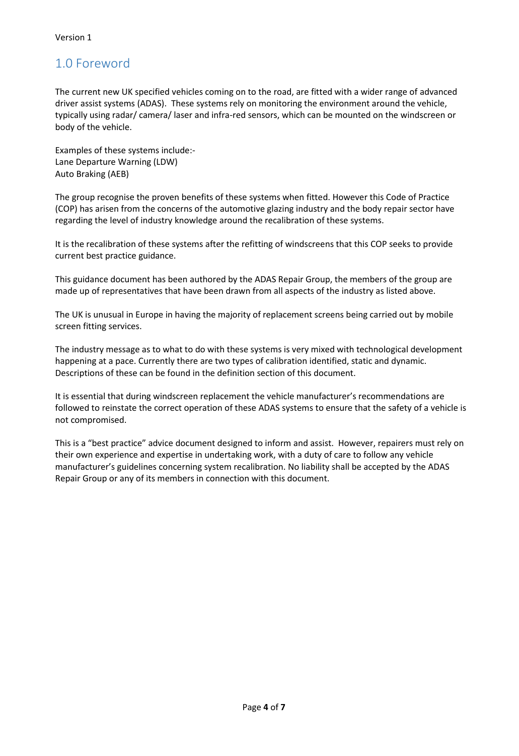## 1.0 Foreword

The current new UK specified vehicles coming on to the road, are fitted with a wider range of advanced driver assist systems (ADAS). These systems rely on monitoring the environment around the vehicle, typically using radar/ camera/ laser and infra-red sensors, which can be mounted on the windscreen or body of the vehicle.

Examples of these systems include:-
Lane Departure Warning (LDW)
Auto Braking (AEB)

The group recognise the proven benefits of these systems when fitted. However this Code of Practice (COP) has arisen from the concerns of the automotive glazing industry and the body repair sector have regarding the level of industry knowledge around the recalibration of these systems.

It is the recalibration of these systems after the refitting of windscreens that this COP seeks to provide current best practice guidance.

This guidance document has been authored by the ADAS Repair Group, the members of the group are made up of representatives that have been drawn from all aspects of the industry as listed above.

The UK is unusual in Europe in having the majority of replacement screens being carried out by mobile screen fitting services.

The industry message as to what to do with these systems is very mixed with technological development happening at a pace. Currently there are two types of calibration identified, static and dynamic. Descriptions of these can be found in the definition section of this document.

It is essential that during windscreen replacement the vehicle manufacturer's recommendations are followed to reinstate the correct operation of these ADAS systems to ensure that the safety of a vehicle is not compromised.

This is a "best practice" advice document designed to inform and assist. However, repairers must rely on their own experience and expertise in undertaking work, with a duty of care to follow any vehicle manufacturer's guidelines concerning system recalibration. No liability shall be accepted by the ADAS Repair Group or any of its members in connection with this document.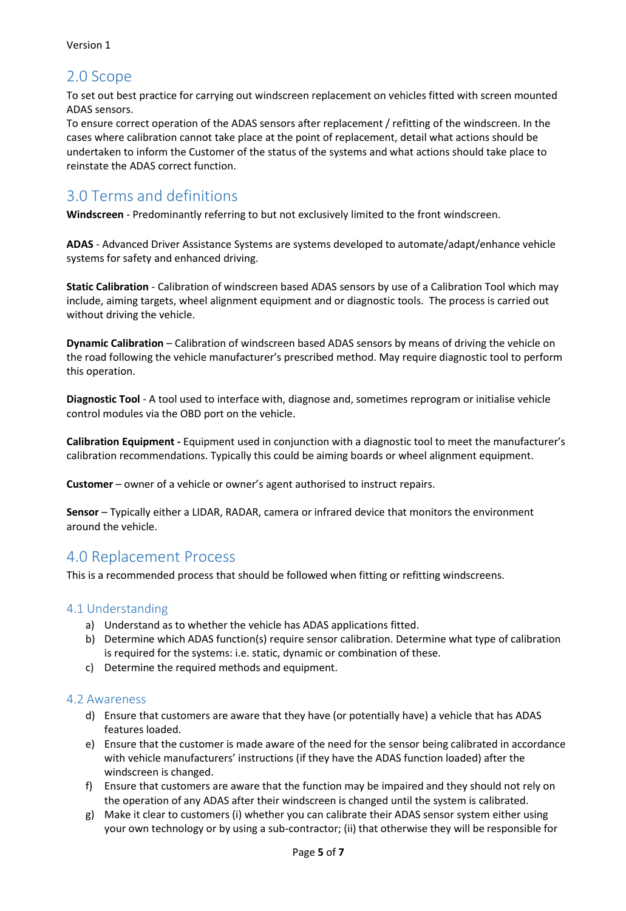## 2.0 Scope

To set out best practice for carrying out windscreen replacement on vehicles fitted with screen mounted ADAS sensors.
To ensure correct operation of the ADAS sensors after replacement / refitting of the windscreen. In the cases where calibration cannot take place at the point of replacement, detail what actions should be undertaken to inform the Customer of the status of the systems and what actions should take place to reinstate the ADAS correct function.

## 3.0 Terms and definitions

**Windscreen** - Predominantly referring to but not exclusively limited to the front windscreen.

**ADAS** - Advanced Driver Assistance Systems are systems developed to automate/adapt/enhance vehicle systems for safety and enhanced driving.

**Static Calibration** - Calibration of windscreen based ADAS sensors by use of a Calibration Tool which may include, aiming targets, wheel alignment equipment and or diagnostic tools. The process is carried out without driving the vehicle.

**Dynamic Calibration** – Calibration of windscreen based ADAS sensors by means of driving the vehicle on the road following the vehicle manufacturer's prescribed method. May require diagnostic tool to perform this operation.

**Diagnostic Tool** - A tool used to interface with, diagnose and, sometimes reprogram or initialise vehicle control modules via the OBD port on the vehicle.

**Calibration Equipment -** Equipment used in conjunction with a diagnostic tool to meet the manufacturer's calibration recommendations. Typically this could be aiming boards or wheel alignment equipment.

**Customer** – owner of a vehicle or owner's agent authorised to instruct repairs.

**Sensor** – Typically either a LIDAR, RADAR, camera or infrared device that monitors the environment around the vehicle.

## 4.0 Replacement Process

This is a recommended process that should be followed when fitting or refitting windscreens.

### 4.1 Understanding

a) Understand as to whether the vehicle has ADAS applications fitted.
b) Determine which ADAS function(s) require sensor calibration. Determine what type of calibration is required for the systems: i.e. static, dynamic or combination of these.
c) Determine the required methods and equipment.

### 4.2 Awareness

d) Ensure that customers are aware that they have (or potentially have) a vehicle that has ADAS features loaded.
e) Ensure that the customer is made aware of the need for the sensor being calibrated in accordance with vehicle manufacturers' instructions (if they have the ADAS function loaded) after the windscreen is changed.
f) Ensure that customers are aware that the function may be impaired and they should not rely on the operation of any ADAS after their windscreen is changed until the system is calibrated.
g) Make it clear to customers (i) whether you can calibrate their ADAS sensor system either using your own technology or by using a sub-contractor; (ii) that otherwise they will be responsible for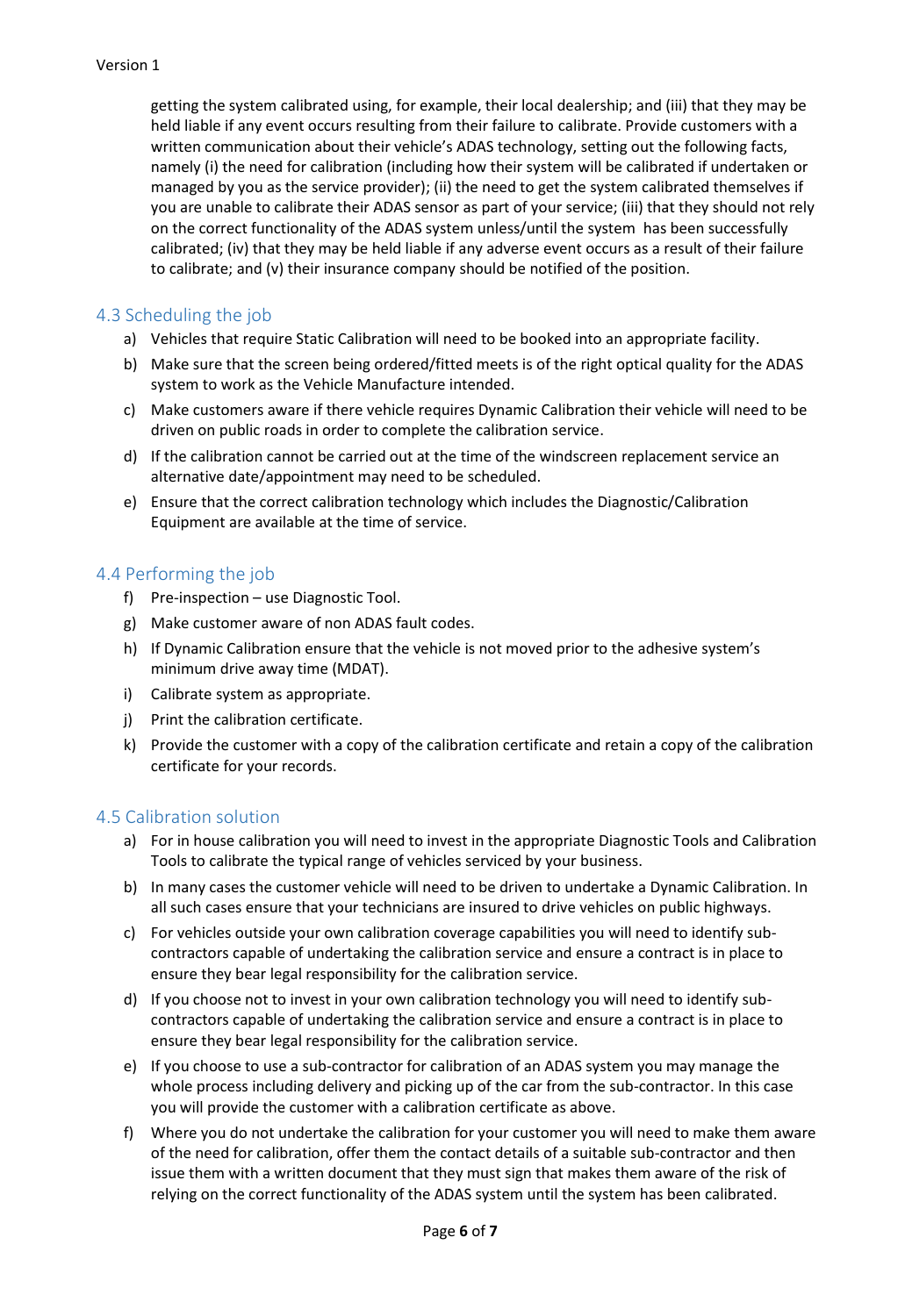getting the system calibrated using, for example, their local dealership; and (iii) that they may be held liable if any event occurs resulting from their failure to calibrate. Provide customers with a written communication about their vehicle's ADAS technology, setting out the following facts, namely (i) the need for calibration (including how their system will be calibrated if undertaken or managed by you as the service provider); (ii) the need to get the system calibrated themselves if you are unable to calibrate their ADAS sensor as part of your service; (iii) that they should not rely on the correct functionality of the ADAS system unless/until the system has been successfully calibrated; (iv) that they may be held liable if any adverse event occurs as a result of their failure to calibrate; and (v) their insurance company should be notified of the position.

## 4.3 Scheduling the job

a) Vehicles that require Static Calibration will need to be booked into an appropriate facility.

b) Make sure that the screen being ordered/fitted meets is of the right optical quality for the ADAS system to work as the Vehicle Manufacture intended.

c) Make customers aware if there vehicle requires Dynamic Calibration their vehicle will need to be driven on public roads in order to complete the calibration service.

d) If the calibration cannot be carried out at the time of the windscreen replacement service an alternative date/appointment may need to be scheduled.

e) Ensure that the correct calibration technology which includes the Diagnostic/Calibration Equipment are available at the time of service.

## 4.4 Performing the job

f) Pre-inspection – use Diagnostic Tool.

g) Make customer aware of non ADAS fault codes.

h) If Dynamic Calibration ensure that the vehicle is not moved prior to the adhesive system's minimum drive away time (MDAT).

i) Calibrate system as appropriate.

j) Print the calibration certificate.

k) Provide the customer with a copy of the calibration certificate and retain a copy of the calibration certificate for your records.

## 4.5 Calibration solution

a) For in house calibration you will need to invest in the appropriate Diagnostic Tools and Calibration Tools to calibrate the typical range of vehicles serviced by your business.

b) In many cases the customer vehicle will need to be driven to undertake a Dynamic Calibration. In all such cases ensure that your technicians are insured to drive vehicles on public highways.

c) For vehicles outside your own calibration coverage capabilities you will need to identify sub-contractors capable of undertaking the calibration service and ensure a contract is in place to ensure they bear legal responsibility for the calibration service.

d) If you choose not to invest in your own calibration technology you will need to identify sub-contractors capable of undertaking the calibration service and ensure a contract is in place to ensure they bear legal responsibility for the calibration service.

e) If you choose to use a sub-contractor for calibration of an ADAS system you may manage the whole process including delivery and picking up of the car from the sub-contractor. In this case you will provide the customer with a calibration certificate as above.

f) Where you do not undertake the calibration for your customer you will need to make them aware of the need for calibration, offer them the contact details of a suitable sub-contractor and then issue them with a written document that they must sign that makes them aware of the risk of relying on the correct functionality of the ADAS system until the system has been calibrated.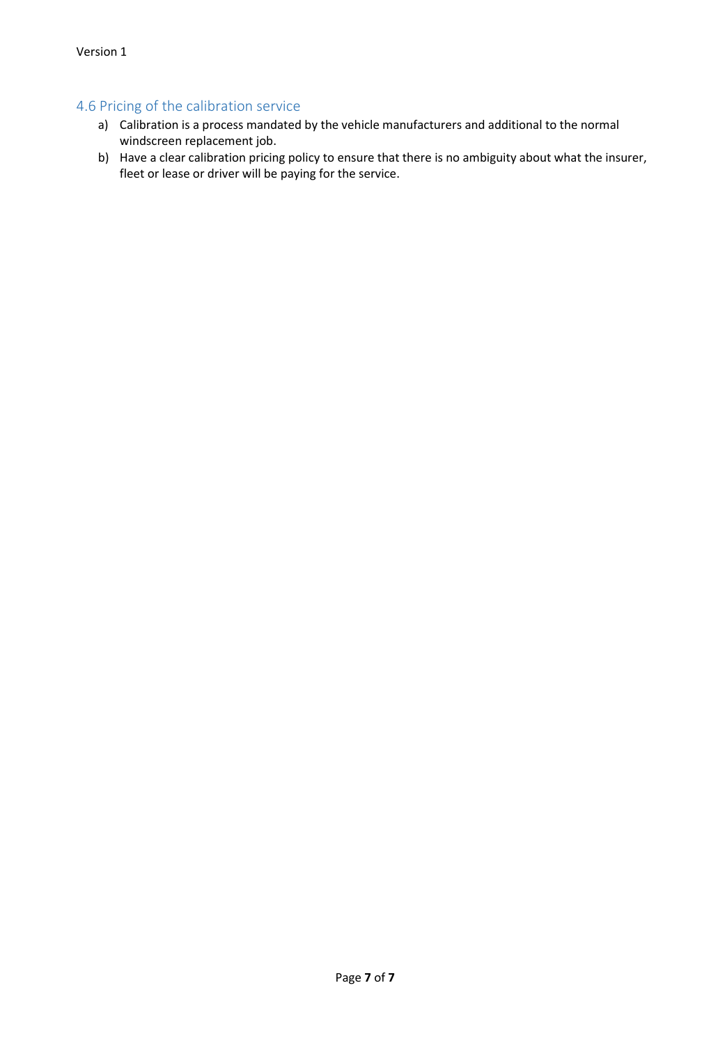## 4.6 Pricing of the calibration service

a) Calibration is a process mandated by the vehicle manufacturers and additional to the normal windscreen replacement job.

b) Have a clear calibration pricing policy to ensure that there is no ambiguity about what the insurer, fleet or lease or driver will be paying for the service.